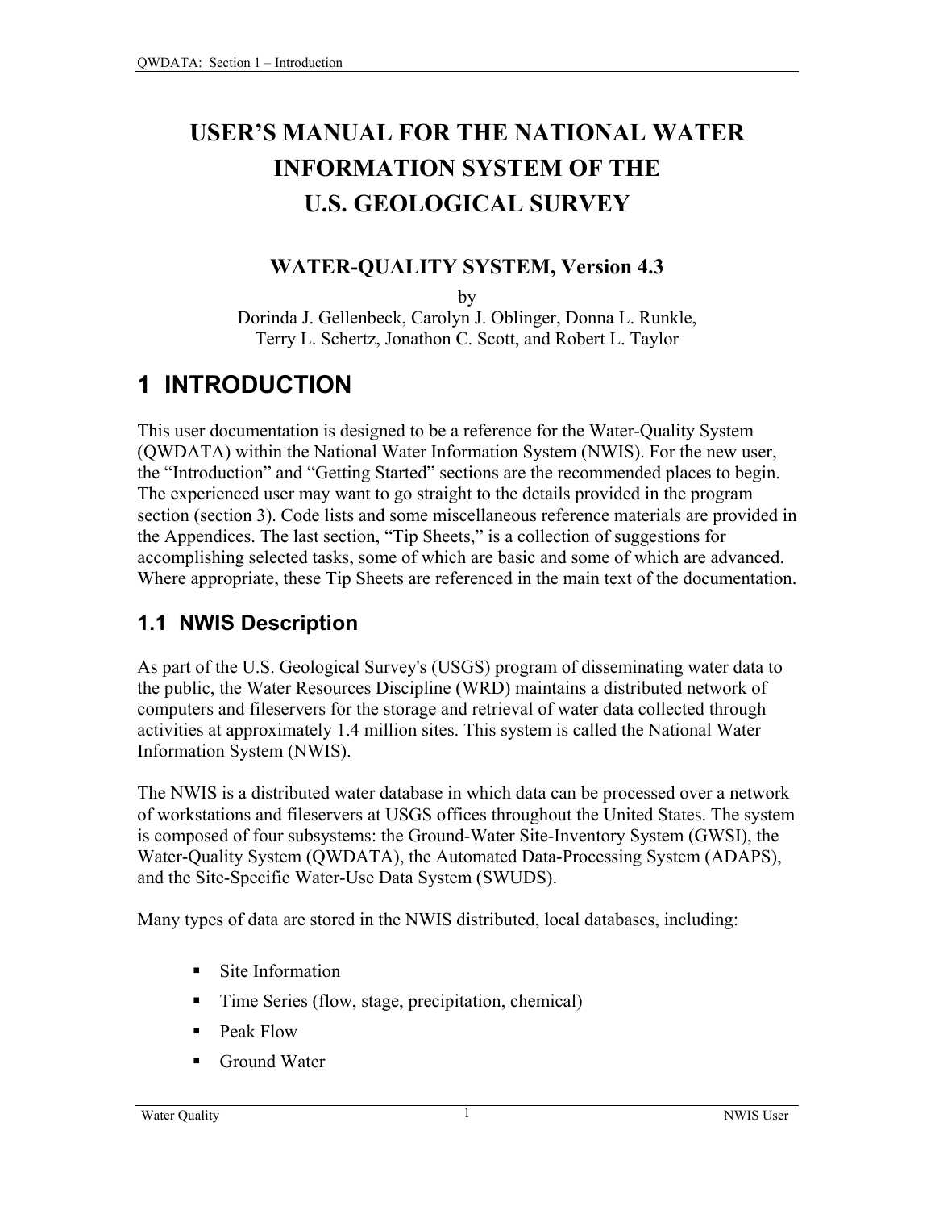# USER'S MANUAL FOR THE NATIONAL WATER INFORMATION SYSTEM OF THE U.S. GEOLOGICAL SURVEY

## WATER-QUALITY SYSTEM, Version 4.3

by

Dorinda J. Gellenbeck, Carolyn J. Oblinger, Donna L. Runkle, Terry L. Schertz, Jonathon C. Scott, and Robert L. Taylor

# 1 INTRODUCTION

This user documentation is designed to be a reference for the Water-Quality System (QWDATA) within the National Water Information System (NWIS). For the new user, the "Introduction" and "Getting Started" sections are the recommended places to begin. The experienced user may want to go straight to the details provided in the program section (section 3). Code lists and some miscellaneous reference materials are provided in the Appendices. The last section, "Tip Sheets," is a collection of suggestions for accomplishing selected tasks, some of which are basic and some of which are advanced. Where appropriate, these Tip Sheets are referenced in the main text of the documentation.

## 1.1 NWIS Description

As part of the U.S. Geological Survey's (USGS) program of disseminating water data to the public, the Water Resources Discipline (WRD) maintains a distributed network of computers and fileservers for the storage and retrieval of water data collected through activities at approximately 1.4 million sites. This system is called the National Water Information System (NWIS).

The NWIS is a distributed water database in which data can be processed over a network of workstations and fileservers at USGS offices throughout the United States. The system is composed of four subsystems: the Ground-Water Site-Inventory System (GWSI), the Water-Quality System (QWDATA), the Automated Data-Processing System (ADAPS), and the Site-Specific Water-Use Data System (SWUDS).

Many types of data are stored in the NWIS distributed, local databases, including:

- Site Information
- Time Series (flow, stage, precipitation, chemical)
- Peak Flow
- Ground Water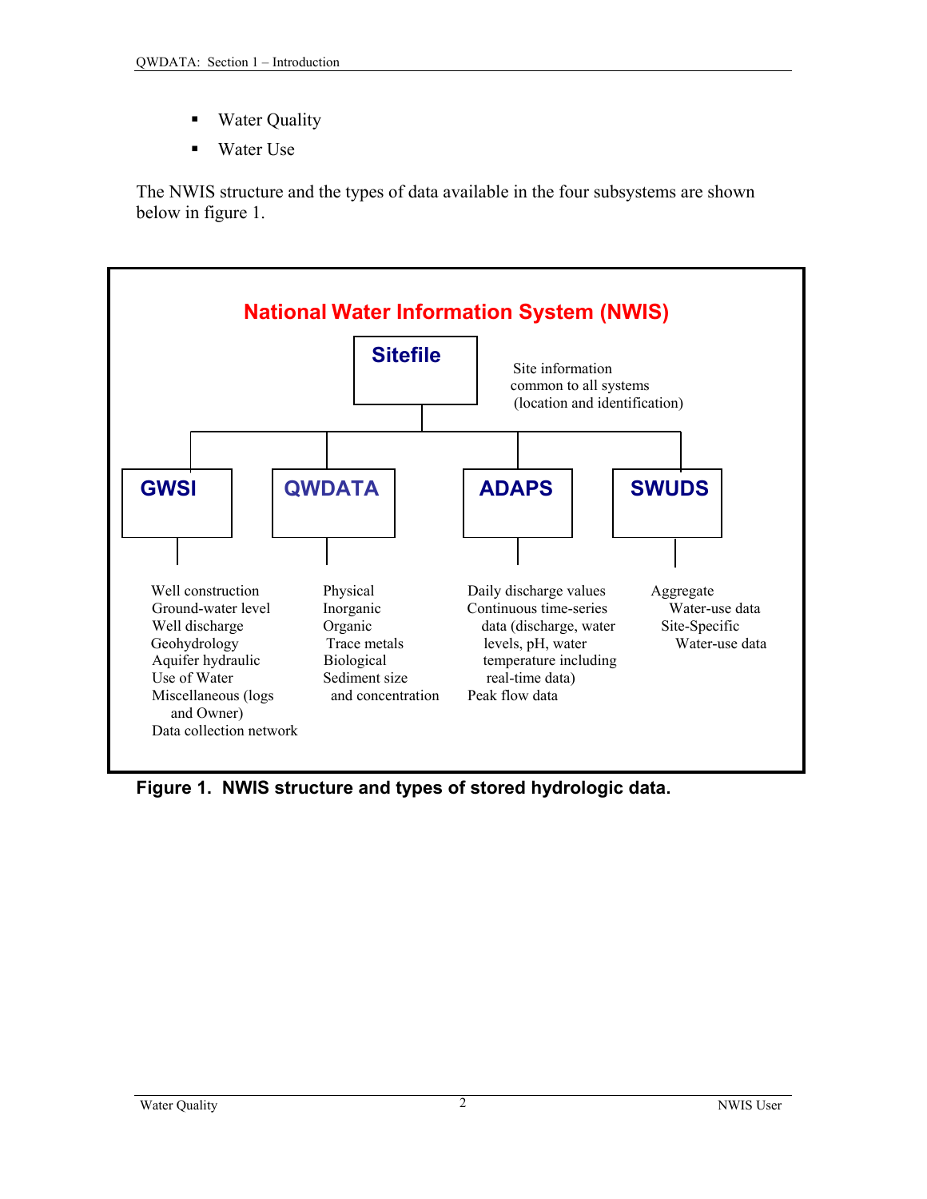- Water Quality
- Water Use

The NWIS structure and the types of data available in the four subsystems are shown below in figure 1.

**National Water Information System (NWIS)**

**Sitefile** — Site information common to all systems (location and identification)

| GWSI | QWDATA | ADAPS | SWUDS |
|---|---|---|---|
| Well construction<br>Ground-water level<br>Well discharge<br>Geohydrology<br>Aquifer hydraulic<br>Use of Water<br>Miscellaneous (logs and Owner)<br>Data collection network | Physical<br>Inorganic<br>Organic<br>Trace metals<br>Biological<br>Sediment size and concentration | Daily discharge values<br>Continuous time-series data (discharge, water levels, pH, water temperature including real-time data)<br>Peak flow data | Aggregate Water-use data<br>Site-Specific Water-use data |

**Figure 1. NWIS structure and types of stored hydrologic data.**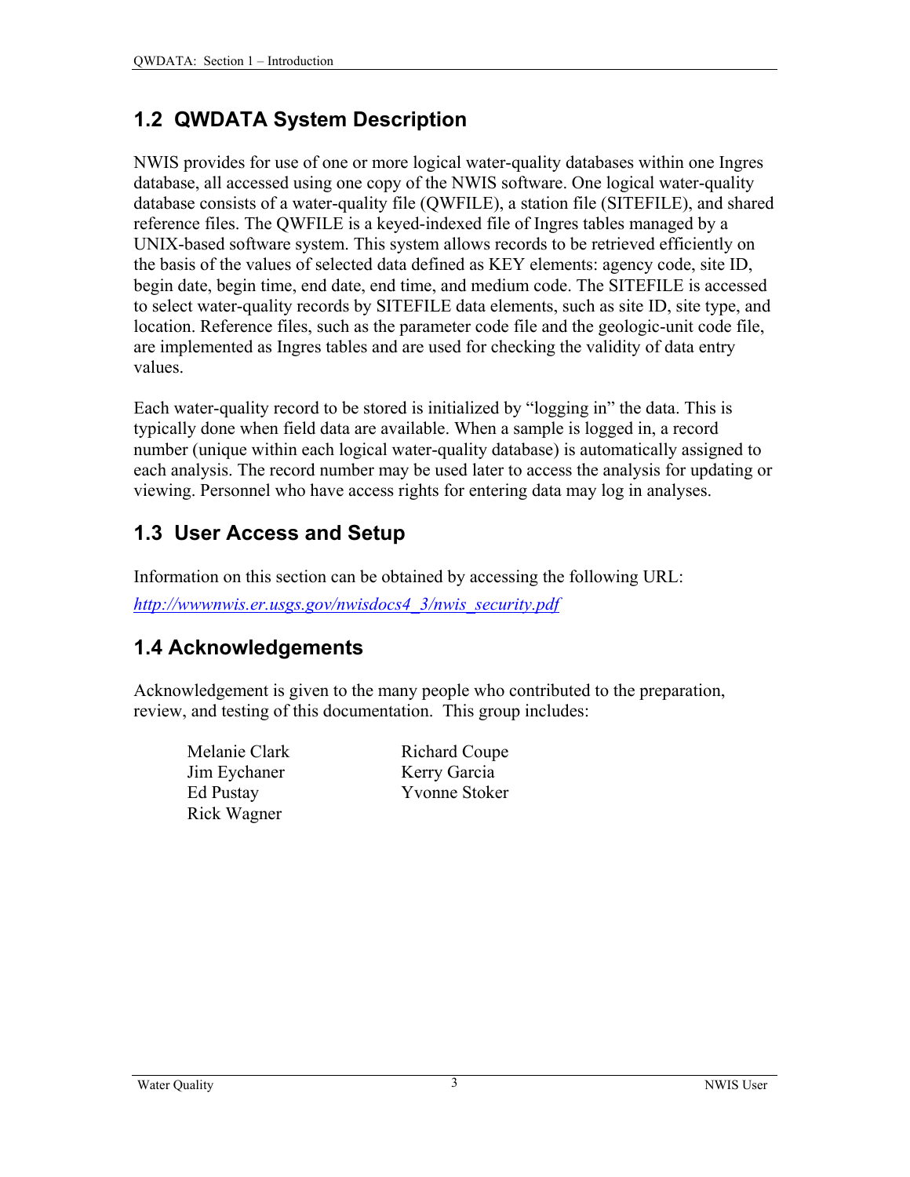## 1.2 QWDATA System Description

NWIS provides for use of one or more logical water-quality databases within one Ingres database, all accessed using one copy of the NWIS software. One logical water-quality database consists of a water-quality file (QWFILE), a station file (SITEFILE), and shared reference files. The QWFILE is a keyed-indexed file of Ingres tables managed by a UNIX-based software system. This system allows records to be retrieved efficiently on the basis of the values of selected data defined as KEY elements: agency code, site ID, begin date, begin time, end date, end time, and medium code. The SITEFILE is accessed to select water-quality records by SITEFILE data elements, such as site ID, site type, and location. Reference files, such as the parameter code file and the geologic-unit code file, are implemented as Ingres tables and are used for checking the validity of data entry values.

Each water-quality record to be stored is initialized by "logging in" the data. This is typically done when field data are available. When a sample is logged in, a record number (unique within each logical water-quality database) is automatically assigned to each analysis. The record number may be used later to access the analysis for updating or viewing. Personnel who have access rights for entering data may log in analyses.

## 1.3 User Access and Setup

Information on this section can be obtained by accessing the following URL:

http://wwwnwis.er.usgs.gov/nwisdocs4_3/nwis_security.pdf

## 1.4 Acknowledgements

Acknowledgement is given to the many people who contributed to the preparation, review, and testing of this documentation. This group includes:

Melanie Clark
Jim Eychaner
Ed Pustay
Rick Wagner
Richard Coupe
Kerry Garcia
Yvonne Stoker